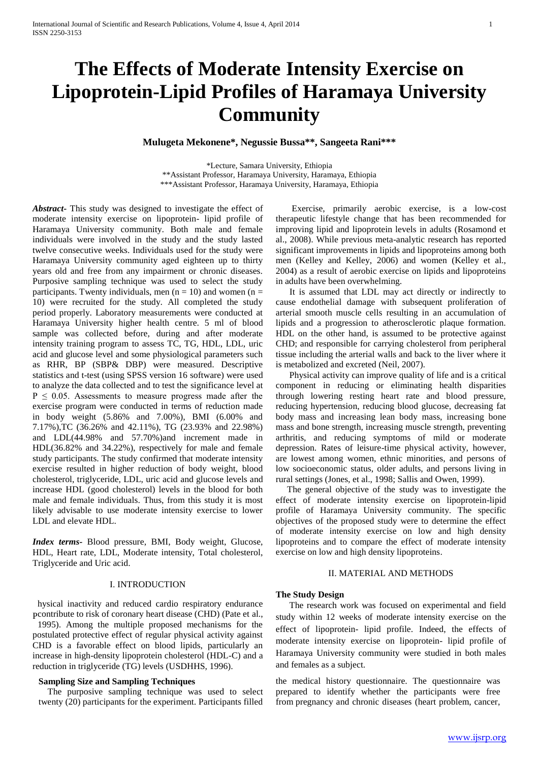# The Effects of Moderate Intensity Exercise on Lipoprotein-Lipid Profiles of Haramaya University Community

**Mulugeta Mekonene*, Negussie Bussa**, Sangeeta Rani*****

*Lecture, Samara University, Ethiopia
**Assistant Professor, Haramaya University, Haramaya, Ethiopia
***Assistant Professor, Haramaya University, Haramaya, Ethiopia

***Abstract-*** This study was designed to investigate the effect of moderate intensity exercise on lipoprotein- lipid profile of Haramaya University community. Both male and female individuals were involved in the study and the study lasted twelve consecutive weeks. Individuals used for the study were Haramaya University community aged eighteen up to thirty years old and free from any impairment or chronic diseases. Purposive sampling technique was used to select the study participants. Twenty individuals, men ($n = 10$) and women ($n = 10$) were recruited for the study. All completed the study period properly. Laboratory measurements were conducted at Haramaya University higher health centre. 5 ml of blood sample was collected before, during and after moderate intensity training program to assess TC, TG, HDL, LDL, uric acid and glucose level and some physiological parameters such as RHR, BP (SBP& DBP) were measured. Descriptive statistics and t-test (using SPSS version 16 software) were used to analyze the data collected and to test the significance level at $P \leq 0.05$. Assessments to measure progress made after the exercise program were conducted in terms of reduction made in body weight (5.86% and 7.00%), BMI (6.00% and 7.17%),TC (36.26% and 42.11%), TG (23.93% and 22.98%) and LDL(44.98% and 57.70%)and increment made in HDL(36.82% and 34.22%), respectively for male and female study participants. The study confirmed that moderate intensity exercise resulted in higher reduction of body weight, blood cholesterol, triglyceride, LDL, uric acid and glucose levels and increase HDL (good cholesterol) levels in the blood for both male and female individuals. Thus, from this study it is most likely advisable to use moderate intensity exercise to lower LDL and elevate HDL.

***Index terms-*** Blood pressure, BMI, Body weight, Glucose, HDL, Heart rate, LDL, Moderate intensity, Total cholesterol, Triglyceride and Uric acid.

## I. INTRODUCTION

Physical inactivity and reduced cardio respiratory endurance contribute to risk of coronary heart disease (CHD) (Pate et al., 1995). Among the multiple proposed mechanisms for the postulated protective effect of regular physical activity against CHD is a favorable effect on blood lipids, particularly an increase in high-density lipoprotein cholesterol (HDL-C) and a reduction in triglyceride (TG) levels (USDHHS, 1996).

Exercise, primarily aerobic exercise, is a low-cost therapeutic lifestyle change that has been recommended for improving lipid and lipoprotein levels in adults (Rosamond et al., 2008). While previous meta-analytic research has reported significant improvements in lipids and lipoproteins among both men (Kelley and Kelley, 2006) and women (Kelley et al., 2004) as a result of aerobic exercise on lipids and lipoproteins in adults have been overwhelming.

It is assumed that LDL may act directly or indirectly to cause endothelial damage with subsequent proliferation of arterial smooth muscle cells resulting in an accumulation of lipids and a progression to atherosclerotic plaque formation. HDL on the other hand, is assumed to be protective against CHD; and responsible for carrying cholesterol from peripheral tissue including the arterial walls and back to the liver where it is metabolized and excreted (Neil, 2007).

Physical activity can improve quality of life and is a critical component in reducing or eliminating health disparities through lowering resting heart rate and blood pressure, reducing hypertension, reducing blood glucose, decreasing fat body mass and increasing lean body mass, increasing bone mass and bone strength, increasing muscle strength, preventing arthritis, and reducing symptoms of mild or moderate depression. Rates of leisure-time physical activity, however, are lowest among women, ethnic minorities, and persons of low socioeconomic status, older adults, and persons living in rural settings (Jones, et al., 1998; Sallis and Owen, 1999).

The general objective of the study was to investigate the effect of moderate intensity exercise on lipoprotein-lipid profile of Haramaya University community. The specific objectives of the proposed study were to determine the effect of moderate intensity exercise on low and high density lipoproteins and to compare the effect of moderate intensity exercise on low and high density lipoproteins.

## II. MATERIAL AND METHODS

### The Study Design

The research work was focused on experimental and field study within 12 weeks of moderate intensity exercise on the effect of lipoprotein- lipid profile. Indeed, the effects of moderate intensity exercise on lipoprotein- lipid profile of Haramaya University community were studied in both males and females as a subject.

### Sampling Size and Sampling Techniques

The purposive sampling technique was used to select twenty (20) participants for the experiment. Participants filled the medical history questionnaire. The questionnaire was prepared to identify whether the participants were free from pregnancy and chronic diseases (heart problem, cancer,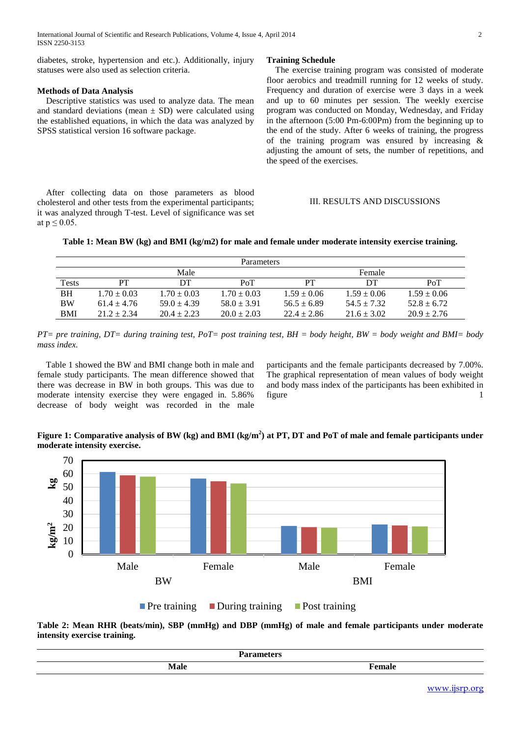diabetes, stroke, hypertension and etc.). Additionally, injury statuses were also used as selection criteria.

### Methods of Data Analysis

Descriptive statistics was used to analyze data. The mean and standard deviations (mean ± SD) were calculated using the established equations, in which the data was analyzed by SPSS statistical version 16 software package.

After collecting data on those parameters as blood cholesterol and other tests from the experimental participants; it was analyzed through T-test. Level of significance was set at $p \leq 0.05$.

### Training Schedule

The exercise training program was consisted of moderate floor aerobics and treadmill running for 12 weeks of study. Frequency and duration of exercise were 3 days in a week and up to 60 minutes per session. The weekly exercise program was conducted on Monday, Wednesday, and Friday in the afternoon (5:00 Pm-6:00Pm) from the beginning up to the end of the study. After 6 weeks of training, the progress of the training program was ensured by increasing & adjusting the amount of sets, the number of repetitions, and the speed of the exercises.

## III. RESULTS AND DISCUSSIONS

**Table 1: Mean BW (kg) and BMI (kg/m2) for male and female under moderate intensity exercise training.**

| | Parameters | | | | | |
|---|---|---|---|---|---|---|
| | Male | | | Female | | |
| Tests | PT | DT | PoT | PT | DT | PoT |
| BH | 1.70 ± 0.03 | 1.70 ± 0.03 | 1.70 ± 0.03 | 1.59 ± 0.06 | 1.59 ± 0.06 | 1.59 ± 0.06 |
| BW | 61.4 ± 4.76 | 59.0 ± 4.39 | 58.0 ± 3.91 | 56.5 ± 6.89 | 54.5 ± 7.32 | 52.8 ± 6.72 |
| BMI | 21.2 ± 2.34 | 20.4 ± 2.23 | 20.0 ± 2.03 | 22.4 ± 2.86 | 21.6 ± 3.02 | 20.9 ± 2.76 |

*PT= pre training, DT= during training test, PoT= post training test, BH = body height, BW = body weight and BMI= body mass index.*

Table 1 showed the BW and BMI change both in male and female study participants. The mean difference showed that there was decrease in BW in both groups. This was due to moderate intensity exercise they were engaged in. 5.86% decrease of body weight was recorded in the male participants and the female participants decreased by 7.00%. The graphical representation of mean values of body weight and body mass index of the participants has been exhibited in figure 1

**Figure 1: Comparative analysis of BW (kg) and BMI (kg/m$^2$) at PT, DT and PoT of male and female participants under moderate intensity exercise.**

**Table 2: Mean RHR (beats/min), SBP (mmHg) and DBP (mmHg) of male and female participants under moderate intensity exercise training.**

| Parameters | |
|---|---|
| **Male** | **Female** |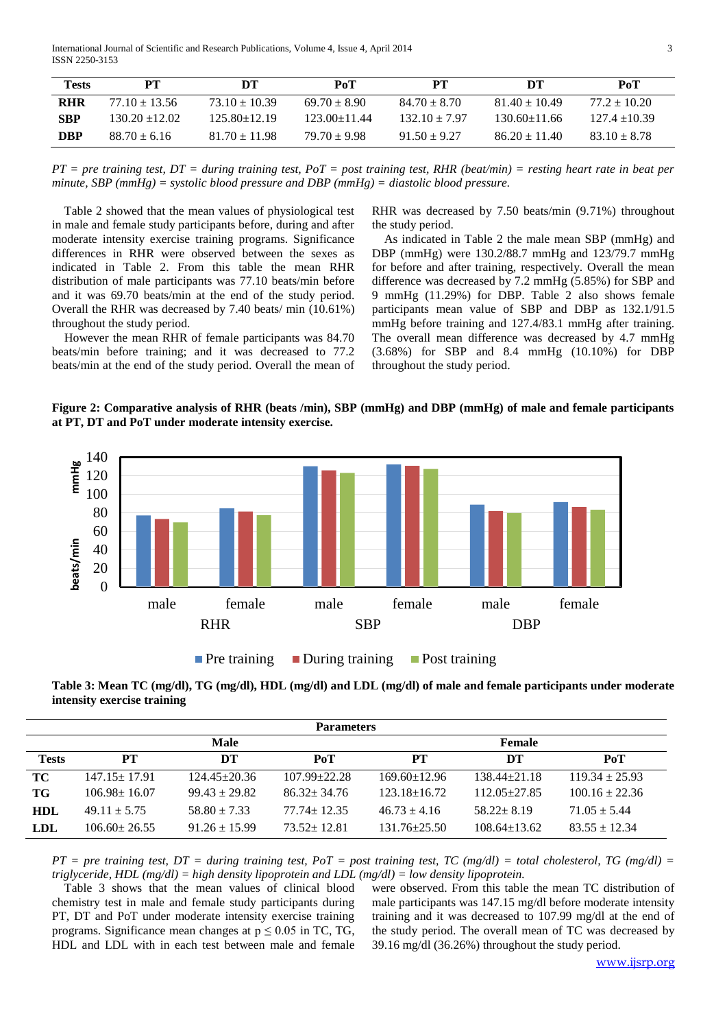| Tests | PT | DT | PoT | PT | DT | PoT |
|---|---|---|---|---|---|---|
| **RHR** | 77.10 ± 13.56 | 73.10 ± 10.39 | 69.70 ± 8.90 | 84.70 ± 8.70 | 81.40 ± 10.49 | 77.2 ± 10.20 |
| **SBP** | 130.20 ±12.02 | 125.80±12.19 | 123.00±11.44 | 132.10 ± 7.97 | 130.60±11.66 | 127.4 ±10.39 |
| **DBP** | 88.70 ± 6.16 | 81.70 ± 11.98 | 79.70 ± 9.98 | 91.50 ± 9.27 | 86.20 ± 11.40 | 83.10 ± 8.78 |

*PT = pre training test, DT = during training test, PoT = post training test, RHR (beat/min) = resting heart rate in beat per minute, SBP (mmHg) = systolic blood pressure and DBP (mmHg) = diastolic blood pressure.*

Table 2 showed that the mean values of physiological test in male and female study participants before, during and after moderate intensity exercise training programs. Significance differences in RHR were observed between the sexes as indicated in Table 2. From this table the mean RHR distribution of male participants was 77.10 beats/min before and it was 69.70 beats/min at the end of the study period. Overall the RHR was decreased by 7.40 beats/ min (10.61%) throughout the study period.

However the mean RHR of female participants was 84.70 beats/min before training; and it was decreased to 77.2 beats/min at the end of the study period. Overall the mean of RHR was decreased by 7.50 beats/min (9.71%) throughout the study period.

As indicated in Table 2 the male mean SBP (mmHg) and DBP (mmHg) were 130.2/88.7 mmHg and 123/79.7 mmHg for before and after training, respectively. Overall the mean difference was decreased by 7.2 mmHg (5.85%) for SBP and 9 mmHg (11.29%) for DBP. Table 2 also shows female participants mean value of SBP and DBP as 132.1/91.5 mmHg before training and 127.4/83.1 mmHg after training. The overall mean difference was decreased by 4.7 mmHg (3.68%) for SBP and 8.4 mmHg (10.10%) for DBP throughout the study period.

**Figure 2: Comparative analysis of RHR (beats /min), SBP (mmHg) and DBP (mmHg) of male and female participants at PT, DT and PoT under moderate intensity exercise.**

**Table 3: Mean TC (mg/dl), TG (mg/dl), HDL (mg/dl) and LDL (mg/dl) of male and female participants under moderate intensity exercise training**

| | Parameters | | | | | |
|---|---|---|---|---|---|---|
| | Male | | | Female | | |
| **Tests** | **PT** | **DT** | **PoT** | **PT** | **DT** | **PoT** |
| **TC** | 147.15± 17.91 | 124.45±20.36 | 107.99±22.28 | 169.60±12.96 | 138.44±21.18 | 119.34 ± 25.93 |
| **TG** | 106.98± 16.07 | 99.43 ± 29.82 | 86.32± 34.76 | 123.18±16.72 | 112.05±27.85 | 100.16 ± 22.36 |
| **HDL** | 49.11 ± 5.75 | 58.80 ± 7.33 | 77.74± 12.35 | 46.73 ± 4.16 | 58.22± 8.19 | 71.05 ± 5.44 |
| **LDL** | 106.60± 26.55 | 91.26 ± 15.99 | 73.52± 12.81 | 131.76±25.50 | 108.64±13.62 | 83.55 ± 12.34 |

*PT = pre training test, DT = during training test, PoT = post training test, TC (mg/dl) = total cholesterol, TG (mg/dl) = triglyceride, HDL (mg/dl) = high density lipoprotein and LDL (mg/dl) = low density lipoprotein.*

Table 3 shows that the mean values of clinical blood chemistry test in male and female study participants during PT, DT and PoT under moderate intensity exercise training programs. Significance mean changes at $p \leq 0.05$ in TC, TG, HDL and LDL with in each test between male and female were observed. From this table the mean TC distribution of male participants was 147.15 mg/dl before moderate intensity training and it was decreased to 107.99 mg/dl at the end of the study period. The overall mean of TC was decreased by 39.16 mg/dl (36.26%) throughout the study period.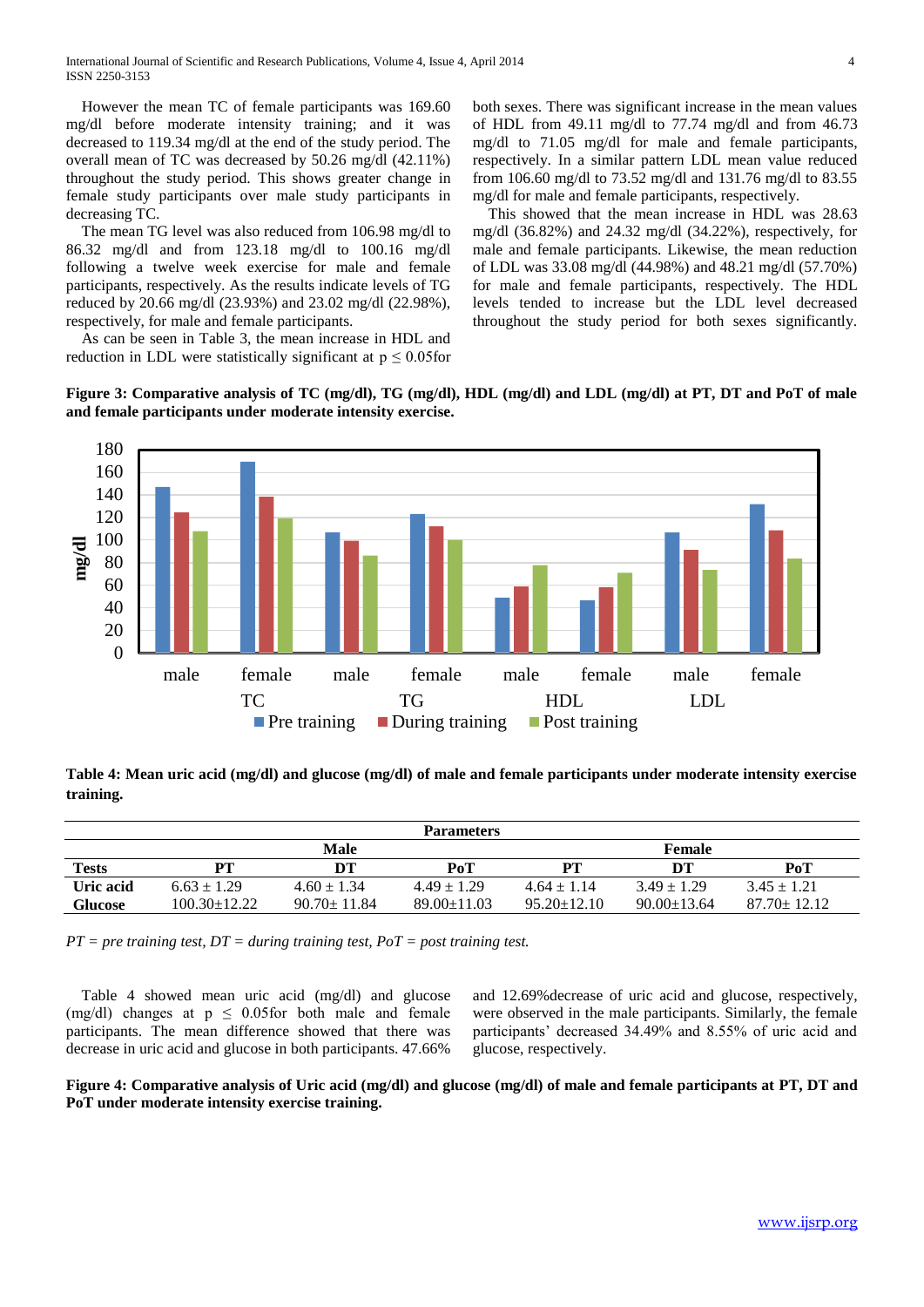However the mean TC of female participants was 169.60 mg/dl before moderate intensity training; and it was decreased to 119.34 mg/dl at the end of the study period. The overall mean of TC was decreased by 50.26 mg/dl (42.11%) throughout the study period. This shows greater change in female study participants over male study participants in decreasing TC.

The mean TG level was also reduced from 106.98 mg/dl to 86.32 mg/dl and from 123.18 mg/dl to 100.16 mg/dl following a twelve week exercise for male and female participants, respectively. As the results indicate levels of TG reduced by 20.66 mg/dl (23.93%) and 23.02 mg/dl (22.98%), respectively, for male and female participants.

As can be seen in Table 3, the mean increase in HDL and reduction in LDL were statistically significant at $p \leq 0.05$for both sexes. There was significant increase in the mean values of HDL from 49.11 mg/dl to 77.74 mg/dl and from 46.73 mg/dl to 71.05 mg/dl for male and female participants, respectively. In a similar pattern LDL mean value reduced from 106.60 mg/dl to 73.52 mg/dl and 131.76 mg/dl to 83.55 mg/dl for male and female participants, respectively.

This showed that the mean increase in HDL was 28.63 mg/dl (36.82%) and 24.32 mg/dl (34.22%), respectively, for male and female participants. Likewise, the mean reduction of LDL was 33.08 mg/dl (44.98%) and 48.21 mg/dl (57.70%) for male and female participants, respectively. The HDL levels tended to increase but the LDL level decreased throughout the study period for both sexes significantly.

**Figure 3: Comparative analysis of TC (mg/dl), TG (mg/dl), HDL (mg/dl) and LDL (mg/dl) at PT, DT and PoT of male and female participants under moderate intensity exercise.**

**Table 4: Mean uric acid (mg/dl) and glucose (mg/dl) of male and female participants under moderate intensity exercise training.**

| | Parameters | | | | | |
|---|---|---|---|---|---|---|
| | Male | | | Female | | |
| **Tests** | **PT** | **DT** | **PoT** | **PT** | **DT** | **PoT** |
| **Uric acid** | 6.63 ± 1.29 | 4.60 ± 1.34 | 4.49 ± 1.29 | 4.64 ± 1.14 | 3.49 ± 1.29 | 3.45 ± 1.21 |
| **Glucose** | 100.30±12.22 | 90.70± 11.84 | 89.00±11.03 | 95.20±12.10 | 90.00±13.64 | 87.70± 12.12 |

*PT = pre training test, DT = during training test, PoT = post training test.*

Table 4 showed mean uric acid (mg/dl) and glucose (mg/dl) changes at $p \leq 0.05$for both male and female participants. The mean difference showed that there was decrease in uric acid and glucose in both participants. 47.66% and 12.69%decrease of uric acid and glucose, respectively, were observed in the male participants. Similarly, the female participants' decreased 34.49% and 8.55% of uric acid and glucose, respectively.

**Figure 4: Comparative analysis of Uric acid (mg/dl) and glucose (mg/dl) of male and female participants at PT, DT and PoT under moderate intensity exercise training.**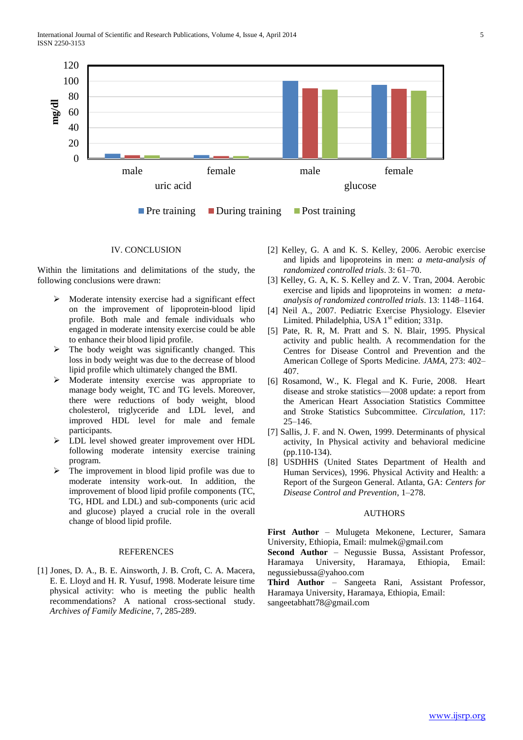120
100
80
60
40
20
0

mg/dl

male
female
uric acid

male
female
glucose

Pre training
During training
Post training

## IV. CONCLUSION

Within the limitations and delimitations of the study, the following conclusions were drawn:

- Moderate intensity exercise had a significant effect on the improvement of lipoprotein-blood lipid profile. Both male and female individuals who engaged in moderate intensity exercise could be able to enhance their blood lipid profile.
- The body weight was significantly changed. This loss in body weight was due to the decrease of blood lipid profile which ultimately changed the BMI.
- Moderate intensity exercise was appropriate to manage body weight, TC and TG levels. Moreover, there were reductions of body weight, blood cholesterol, triglyceride and LDL level, and improved HDL level for male and female participants.
- LDL level showed greater improvement over HDL following moderate intensity exercise training program.
- The improvement in blood lipid profile was due to moderate intensity work-out. In addition, the improvement of blood lipid profile components (TC, TG, HDL and LDL) and sub-components (uric acid and glucose) played a crucial role in the overall change of blood lipid profile.

## REFERENCES

[1] Jones, D. A., B. E. Ainsworth, J. B. Croft, C. A. Macera, E. E. Lloyd and H. R. Yusuf, 1998. Moderate leisure time physical activity: who is meeting the public health recommendations? A national cross-sectional study. *Archives of Family Medicine*, 7, 285-289.

[2] Kelley, G. A and K. S. Kelley, 2006. Aerobic exercise and lipids and lipoproteins in men: *a meta-analysis of randomized controlled trials*. 3: 61–70.

[3] Kelley, G. A, K. S. Kelley and Z. V. Tran, 2004. Aerobic exercise and lipids and lipoproteins in women: *a meta-analysis of randomized controlled trials*. 13: 1148–1164.

[4] Neil A., 2007. Pediatric Exercise Physiology. Elsevier Limited. Philadelphia, USA 1st edition; 331p.

[5] Pate, R. R, M. Pratt and S. N. Blair, 1995. Physical activity and public health. A recommendation for the Centres for Disease Control and Prevention and the American College of Sports Medicine. *JAMA*, 273: 402–407.

[6] Rosamond, W., K. Flegal and K. Furie, 2008. Heart disease and stroke statistics—2008 update: a report from the American Heart Association Statistics Committee and Stroke Statistics Subcommittee. *Circulation*, 117: 25–146.

[7] Sallis, J. F. and N. Owen, 1999. Determinants of physical activity, In Physical activity and behavioral medicine (pp.110-134).

[8] USDHHS (United States Department of Health and Human Services), 1996. Physical Activity and Health: a Report of the Surgeon General. Atlanta, GA: *Centers for Disease Control and Prevention*, 1–278.

## AUTHORS

**First Author** – Mulugeta Mekonene, Lecturer, Samara University, Ethiopia, Email: mulmek@gmail.com

**Second Author** – Negussie Bussa, Assistant Professor, Haramaya University, Haramaya, Ethiopia, Email: negussiebussa@yahoo.com

**Third Author** – Sangeeta Rani, Assistant Professor, Haramaya University, Haramaya, Ethiopia, Email: sangeetabhatt78@gmail.com